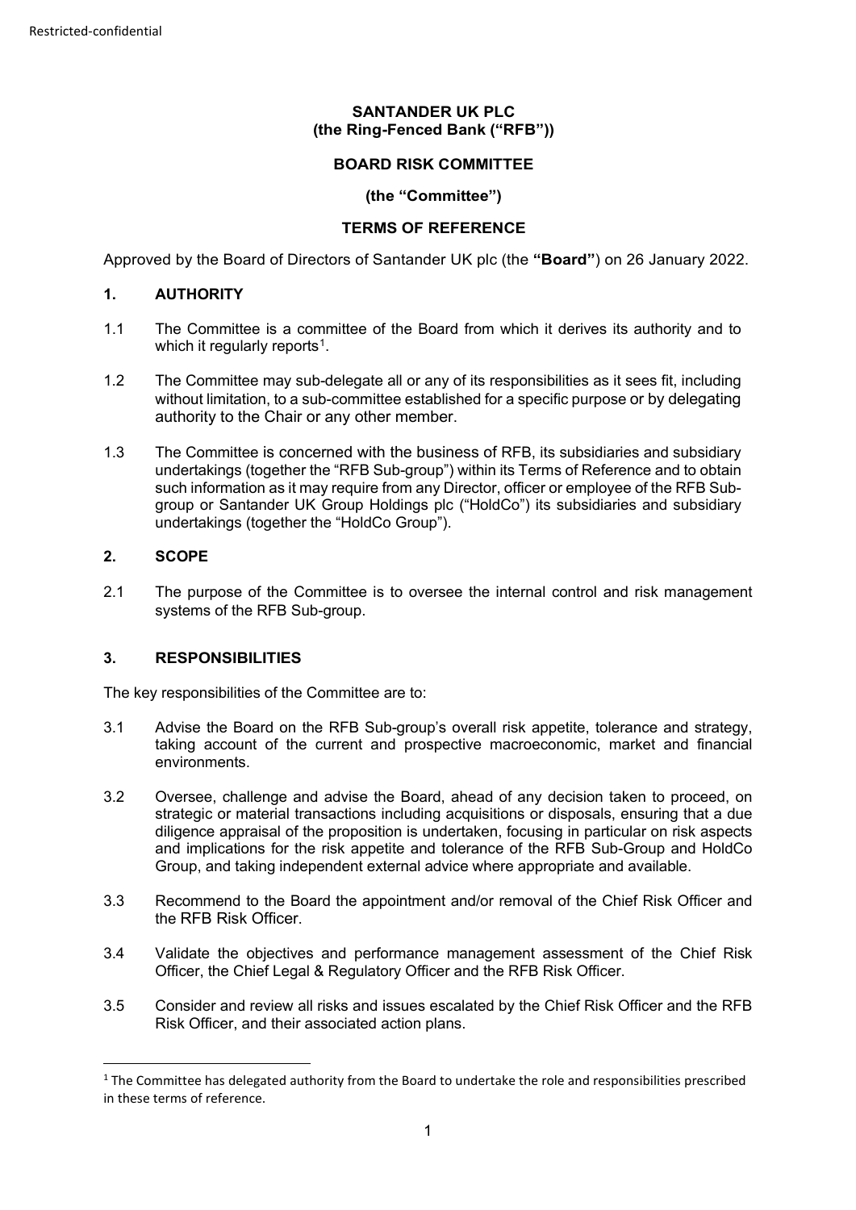Restricted-confidential

**SANTANDER UK PLC**
**(the Ring-Fenced Bank ("RFB"))**

**BOARD RISK COMMITTEE**

**(the "Committee")**

**TERMS OF REFERENCE**

Approved by the Board of Directors of Santander UK plc (the **"Board"**) on 26 January 2022.

## 1. AUTHORITY

1.1 The Committee is a committee of the Board from which it derives its authority and to which it regularly reports[1].

1.2 The Committee may sub-delegate all or any of its responsibilities as it sees fit, including without limitation, to a sub-committee established for a specific purpose or by delegating authority to the Chair or any other member.

1.3 The Committee is concerned with the business of RFB, its subsidiaries and subsidiary undertakings (together the "RFB Sub-group") within its Terms of Reference and to obtain such information as it may require from any Director, officer or employee of the RFB Sub-group or Santander UK Group Holdings plc ("HoldCo") its subsidiaries and subsidiary undertakings (together the "HoldCo Group").

## 2. SCOPE

2.1 The purpose of the Committee is to oversee the internal control and risk management systems of the RFB Sub-group.

## 3. RESPONSIBILITIES

The key responsibilities of the Committee are to:

3.1 Advise the Board on the RFB Sub-group's overall risk appetite, tolerance and strategy, taking account of the current and prospective macroeconomic, market and financial environments.

3.2 Oversee, challenge and advise the Board, ahead of any decision taken to proceed, on strategic or material transactions including acquisitions or disposals, ensuring that a due diligence appraisal of the proposition is undertaken, focusing in particular on risk aspects and implications for the risk appetite and tolerance of the RFB Sub-Group and HoldCo Group, and taking independent external advice where appropriate and available.

3.3 Recommend to the Board the appointment and/or removal of the Chief Risk Officer and the RFB Risk Officer.

3.4 Validate the objectives and performance management assessment of the Chief Risk Officer, the Chief Legal & Regulatory Officer and the RFB Risk Officer.

3.5 Consider and review all risks and issues escalated by the Chief Risk Officer and the RFB Risk Officer, and their associated action plans.

[1] The Committee has delegated authority from the Board to undertake the role and responsibilities prescribed in these terms of reference.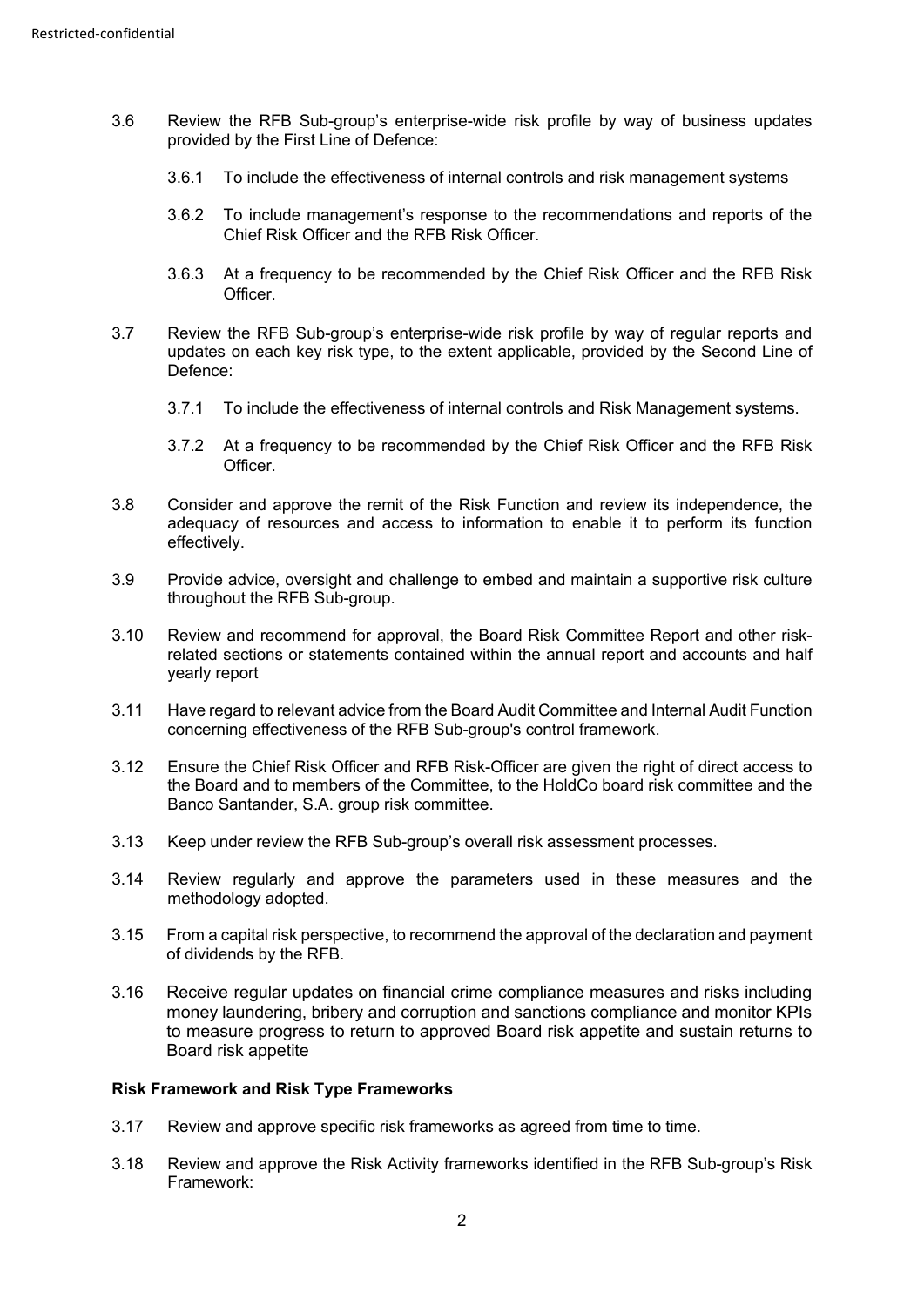3.6 Review the RFB Sub-group's enterprise-wide risk profile by way of business updates provided by the First Line of Defence:

3.6.1 To include the effectiveness of internal controls and risk management systems

3.6.2 To include management's response to the recommendations and reports of the Chief Risk Officer and the RFB Risk Officer.

3.6.3 At a frequency to be recommended by the Chief Risk Officer and the RFB Risk Officer.

3.7 Review the RFB Sub-group's enterprise-wide risk profile by way of regular reports and updates on each key risk type, to the extent applicable, provided by the Second Line of Defence:

3.7.1 To include the effectiveness of internal controls and Risk Management systems.

3.7.2 At a frequency to be recommended by the Chief Risk Officer and the RFB Risk Officer.

3.8 Consider and approve the remit of the Risk Function and review its independence, the adequacy of resources and access to information to enable it to perform its function effectively.

3.9 Provide advice, oversight and challenge to embed and maintain a supportive risk culture throughout the RFB Sub-group.

3.10 Review and recommend for approval, the Board Risk Committee Report and other risk-related sections or statements contained within the annual report and accounts and half yearly report

3.11 Have regard to relevant advice from the Board Audit Committee and Internal Audit Function concerning effectiveness of the RFB Sub-group's control framework.

3.12 Ensure the Chief Risk Officer and RFB Risk-Officer are given the right of direct access to the Board and to members of the Committee, to the HoldCo board risk committee and the Banco Santander, S.A. group risk committee.

3.13 Keep under review the RFB Sub-group's overall risk assessment processes.

3.14 Review regularly and approve the parameters used in these measures and the methodology adopted.

3.15 From a capital risk perspective, to recommend the approval of the declaration and payment of dividends by the RFB.

3.16 Receive regular updates on financial crime compliance measures and risks including money laundering, bribery and corruption and sanctions compliance and monitor KPIs to measure progress to return to approved Board risk appetite and sustain returns to Board risk appetite

**Risk Framework and Risk Type Frameworks**

3.17 Review and approve specific risk frameworks as agreed from time to time.

3.18 Review and approve the Risk Activity frameworks identified in the RFB Sub-group's Risk Framework: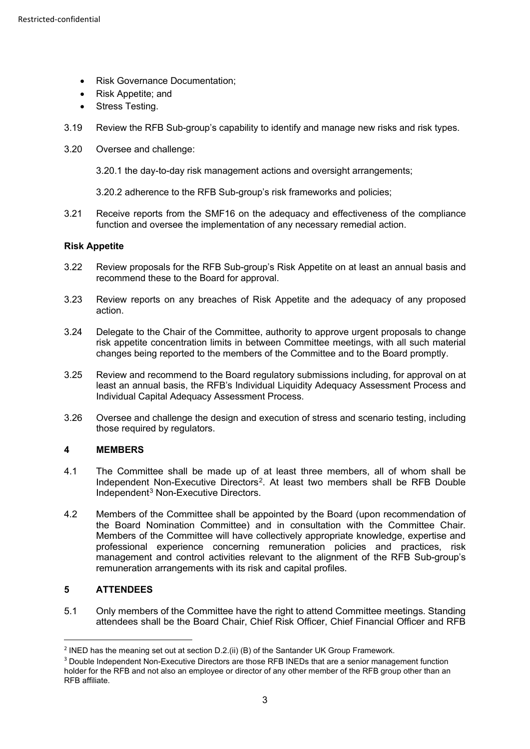- Risk Governance Documentation;
- Risk Appetite; and
- Stress Testing.

3.19 Review the RFB Sub-group's capability to identify and manage new risks and risk types.

3.20 Oversee and challenge:

3.20.1 the day-to-day risk management actions and oversight arrangements;

3.20.2 adherence to the RFB Sub-group's risk frameworks and policies;

3.21 Receive reports from the SMF16 on the adequacy and effectiveness of the compliance function and oversee the implementation of any necessary remedial action.

**Risk Appetite**

3.22 Review proposals for the RFB Sub-group's Risk Appetite on at least an annual basis and recommend these to the Board for approval.

3.23 Review reports on any breaches of Risk Appetite and the adequacy of any proposed action.

3.24 Delegate to the Chair of the Committee, authority to approve urgent proposals to change risk appetite concentration limits in between Committee meetings, with all such material changes being reported to the members of the Committee and to the Board promptly.

3.25 Review and recommend to the Board regulatory submissions including, for approval on at least an annual basis, the RFB's Individual Liquidity Adequacy Assessment Process and Individual Capital Adequacy Assessment Process.

3.26 Oversee and challenge the design and execution of stress and scenario testing, including those required by regulators.

## 4 MEMBERS

4.1 The Committee shall be made up of at least three members, all of whom shall be Independent Non-Executive Directors[2]. At least two members shall be RFB Double Independent[3] Non-Executive Directors.

4.2 Members of the Committee shall be appointed by the Board (upon recommendation of the Board Nomination Committee) and in consultation with the Committee Chair. Members of the Committee will have collectively appropriate knowledge, expertise and professional experience concerning remuneration policies and practices, risk management and control activities relevant to the alignment of the RFB Sub-group's remuneration arrangements with its risk and capital profiles.

## 5 ATTENDEES

5.1 Only members of the Committee have the right to attend Committee meetings. Standing attendees shall be the Board Chair, Chief Risk Officer, Chief Financial Officer and RFB

[2] INED has the meaning set out at section D.2.(ii) (B) of the Santander UK Group Framework.

[3] Double Independent Non-Executive Directors are those RFB INEDs that are a senior management function holder for the RFB and not also an employee or director of any other member of the RFB group other than an RFB affiliate.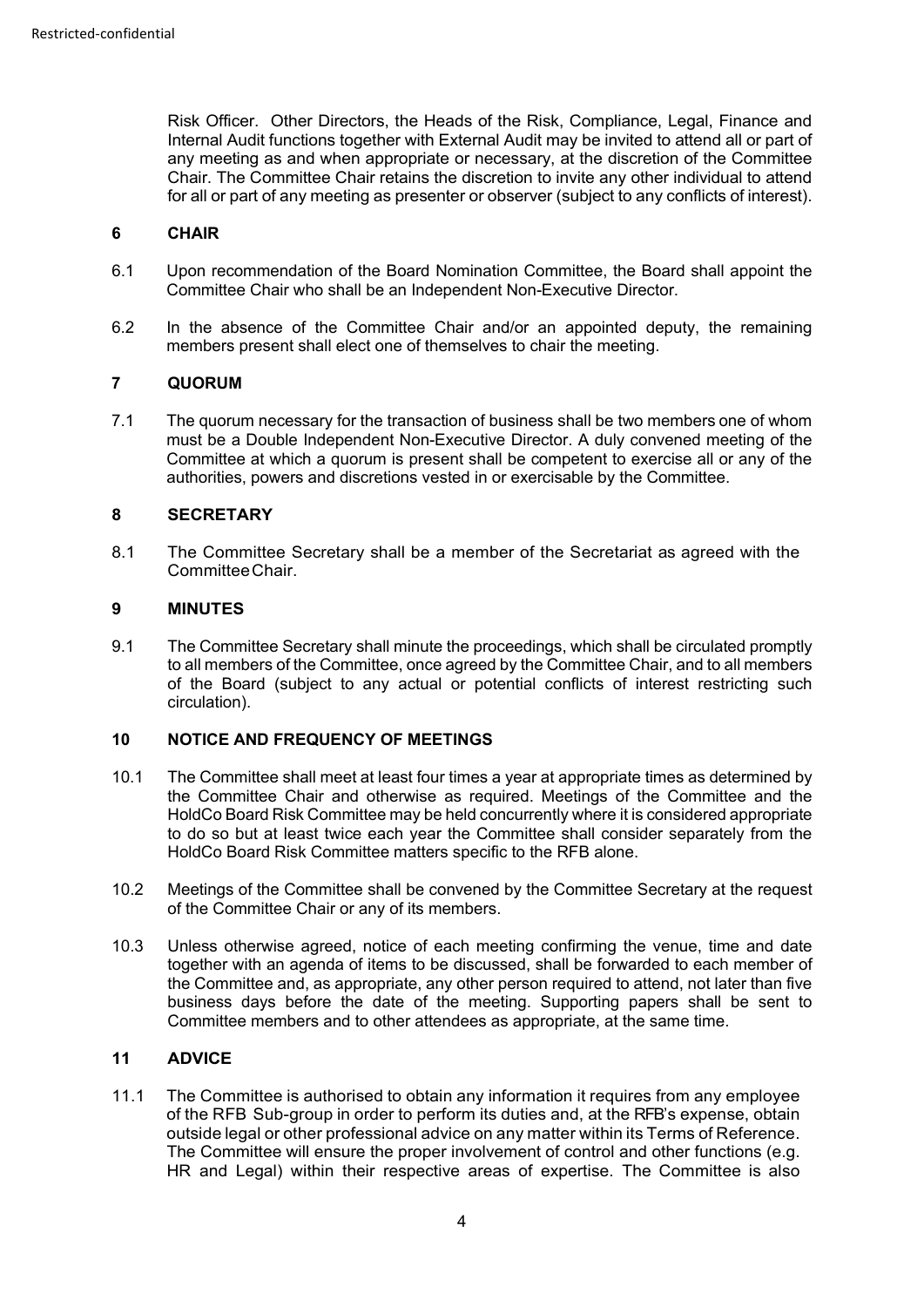Risk Officer. Other Directors, the Heads of the Risk, Compliance, Legal, Finance and Internal Audit functions together with External Audit may be invited to attend all or part of any meeting as and when appropriate or necessary, at the discretion of the Committee Chair. The Committee Chair retains the discretion to invite any other individual to attend for all or part of any meeting as presenter or observer (subject to any conflicts of interest).

## 6 CHAIR

6.1 Upon recommendation of the Board Nomination Committee, the Board shall appoint the Committee Chair who shall be an Independent Non-Executive Director.

6.2 In the absence of the Committee Chair and/or an appointed deputy, the remaining members present shall elect one of themselves to chair the meeting.

## 7 QUORUM

7.1 The quorum necessary for the transaction of business shall be two members one of whom must be a Double Independent Non-Executive Director. A duly convened meeting of the Committee at which a quorum is present shall be competent to exercise all or any of the authorities, powers and discretions vested in or exercisable by the Committee.

## 8 SECRETARY

8.1 The Committee Secretary shall be a member of the Secretariat as agreed with the Committee Chair.

## 9 MINUTES

9.1 The Committee Secretary shall minute the proceedings, which shall be circulated promptly to all members of the Committee, once agreed by the Committee Chair, and to all members of the Board (subject to any actual or potential conflicts of interest restricting such circulation).

## 10 NOTICE AND FREQUENCY OF MEETINGS

10.1 The Committee shall meet at least four times a year at appropriate times as determined by the Committee Chair and otherwise as required. Meetings of the Committee and the HoldCo Board Risk Committee may be held concurrently where it is considered appropriate to do so but at least twice each year the Committee shall consider separately from the HoldCo Board Risk Committee matters specific to the RFB alone.

10.2 Meetings of the Committee shall be convened by the Committee Secretary at the request of the Committee Chair or any of its members.

10.3 Unless otherwise agreed, notice of each meeting confirming the venue, time and date together with an agenda of items to be discussed, shall be forwarded to each member of the Committee and, as appropriate, any other person required to attend, not later than five business days before the date of the meeting. Supporting papers shall be sent to Committee members and to other attendees as appropriate, at the same time.

## 11 ADVICE

11.1 The Committee is authorised to obtain any information it requires from any employee of the RFB Sub-group in order to perform its duties and, at the RFB's expense, obtain outside legal or other professional advice on any matter within its Terms of Reference. The Committee will ensure the proper involvement of control and other functions (e.g. HR and Legal) within their respective areas of expertise. The Committee is also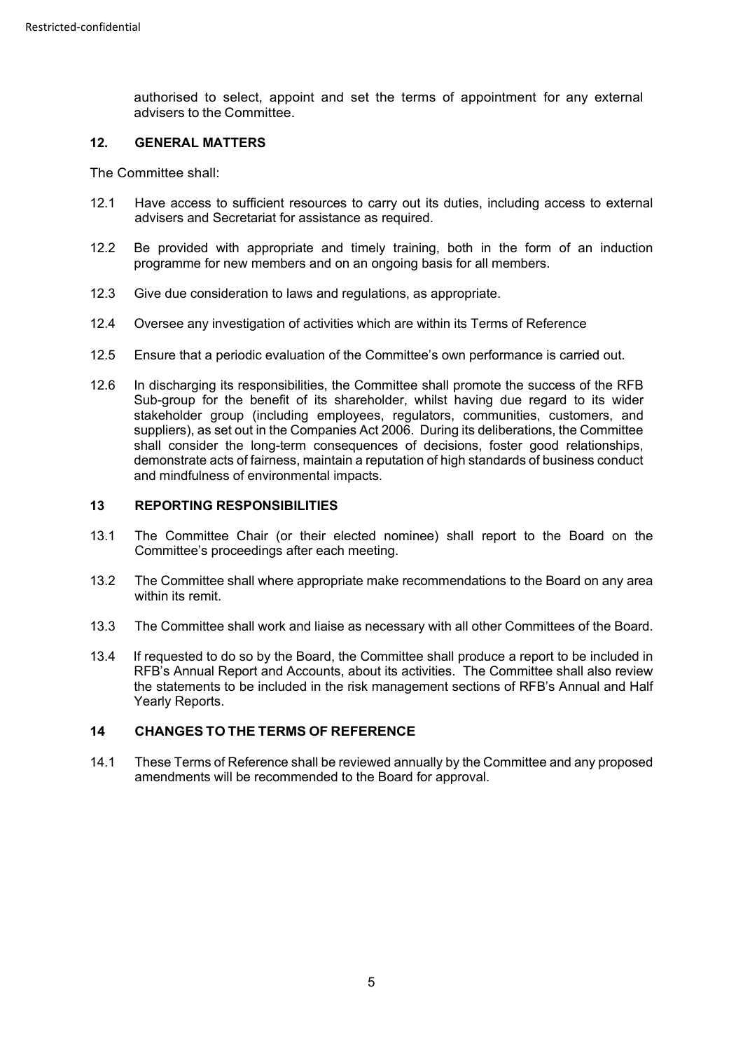authorised to select, appoint and set the terms of appointment for any external advisers to the Committee.

## 12. GENERAL MATTERS

The Committee shall:

12.1 Have access to sufficient resources to carry out its duties, including access to external advisers and Secretariat for assistance as required.

12.2 Be provided with appropriate and timely training, both in the form of an induction programme for new members and on an ongoing basis for all members.

12.3 Give due consideration to laws and regulations, as appropriate.

12.4 Oversee any investigation of activities which are within its Terms of Reference

12.5 Ensure that a periodic evaluation of the Committee's own performance is carried out.

12.6 In discharging its responsibilities, the Committee shall promote the success of the RFB Sub-group for the benefit of its shareholder, whilst having due regard to its wider stakeholder group (including employees, regulators, communities, customers, and suppliers), as set out in the Companies Act 2006. During its deliberations, the Committee shall consider the long-term consequences of decisions, foster good relationships, demonstrate acts of fairness, maintain a reputation of high standards of business conduct and mindfulness of environmental impacts.

## 13 REPORTING RESPONSIBILITIES

13.1 The Committee Chair (or their elected nominee) shall report to the Board on the Committee's proceedings after each meeting.

13.2 The Committee shall where appropriate make recommendations to the Board on any area within its remit.

13.3 The Committee shall work and liaise as necessary with all other Committees of the Board.

13.4 If requested to do so by the Board, the Committee shall produce a report to be included in RFB's Annual Report and Accounts, about its activities. The Committee shall also review the statements to be included in the risk management sections of RFB's Annual and Half Yearly Reports.

## 14 CHANGES TO THE TERMS OF REFERENCE

14.1 These Terms of Reference shall be reviewed annually by the Committee and any proposed amendments will be recommended to the Board for approval.